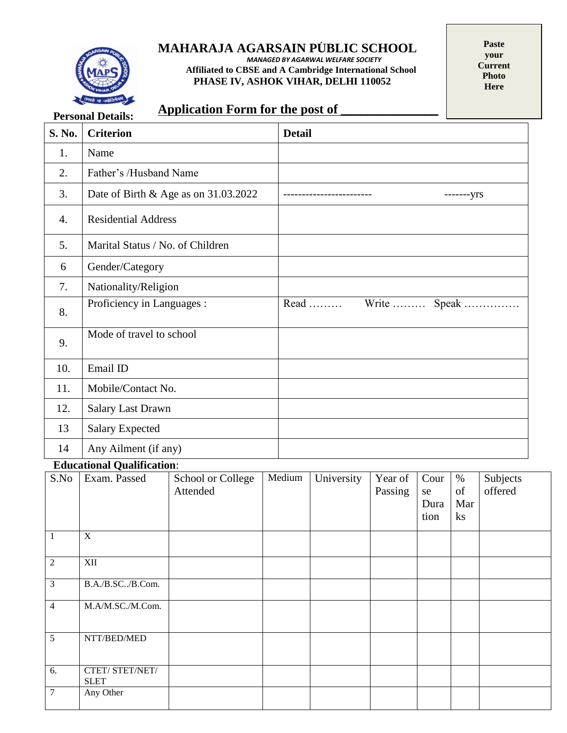# MAHARAJA AGARSAIN PUBLIC SCHOOL

*MANAGED BY AGARWAL WELFARE SOCIETY*

**Affiliated to CBSE and A Cambridge International School**

**PHASE IV, ASHOK VIHAR, DELHI 110052**

**Paste your Current Photo Here**

## Application Form for the post of _______________

**Personal Details:**

| S. No. | Criterion | Detail |
|---|---|---|
| 1. | Name | |
| 2. | Father's /Husband Name | |
| 3. | Date of Birth & Age as on 31.03.2022 | ------------------------ -------yrs |
| 4. | Residential Address | |
| 5. | Marital Status / No. of Children | |
| 6 | Gender/Category | |
| 7. | Nationality/Religion | |
| 8. | Proficiency in Languages : | Read ……… Write ……… Speak …………… |
| 9. | Mode of travel to school | |
| 10. | Email ID | |
| 11. | Mobile/Contact No. | |
| 12. | Salary Last Drawn | |
| 13 | Salary Expected | |
| 14 | Any Ailment (if any) | |

**Educational Qualification**:

| S.No | Exam. Passed | School or College Attended | Medium | University | Year of Passing | Course Duration | % of Marks | Subjects offered |
|---|---|---|---|---|---|---|---|---|
| 1 | X | | | | | | | |
| 2 | XII | | | | | | | |
| 3 | B.A./B.SC../B.Com. | | | | | | | |
| 4 | M.A/M.SC./M.Com. | | | | | | | |
| 5 | NTT/BED/MED | | | | | | | |
| 6. | CTET/ STET/NET/ SLET | | | | | | | |
| 7 | Any Other | | | | | | | |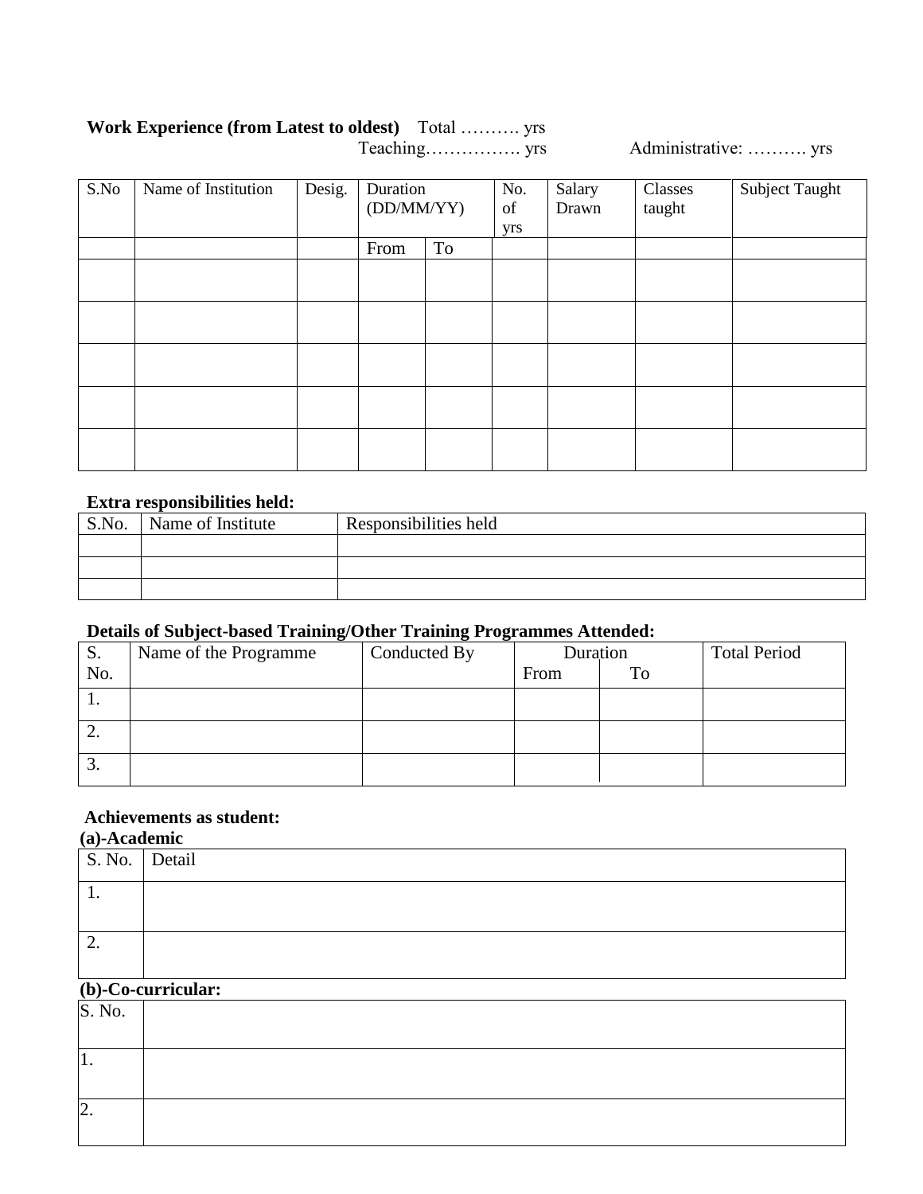**Work Experience (from Latest to oldest)** Total ………. yrs

Teaching……………. yrs Administrative: ………. yrs

| S.No | Name of Institution | Desig. | Duration (DD/MM/YY) | | No. of yrs | Salary Drawn | Classes taught | Subject Taught |
|---|---|---|---|---|---|---|---|---|
| | | | From | To | | | | |
| | | | | | | | | |
| | | | | | | | | |
| | | | | | | | | |
| | | | | | | | | |
| | | | | | | | | |

**Extra responsibilities held:**

| S.No. | Name of Institute | Responsibilities held |
|---|---|---|
| | | |
| | | |
| | | |

**Details of Subject-based Training/Other Training Programmes Attended:**

| S. No. | Name of the Programme | Conducted By | Duration | | Total Period |
|---|---|---|---|---|---|
| | | | From | To | |
| 1. | | | | | |
| 2. | | | | | |
| 3. | | | | | |

**Achievements as student:**

**(a)-Academic**

| S. No. | Detail |
|---|---|
| 1. | |
| 2. | |

**(b)-Co-curricular:**

| S. No. | |
|---|---|
| 1. | |
| 2. | |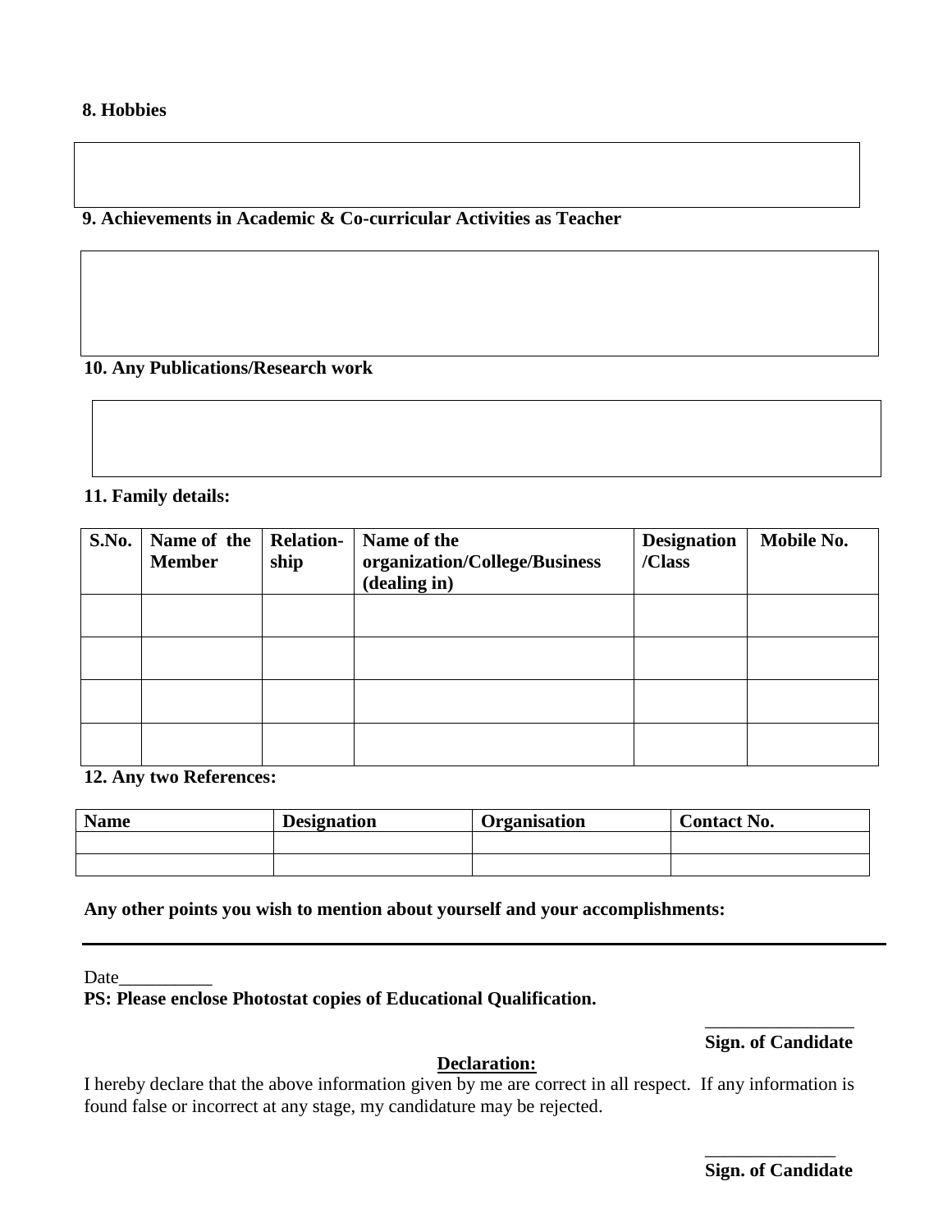**8. Hobbies**

**9. Achievements in Academic & Co-curricular Activities as Teacher**

**10. Any Publications/Research work**

**11. Family details:**

| S.No. | Name of the Member | Relation-ship | Name of the organization/College/Business (dealing in) | Designation /Class | Mobile No. |
|---|---|---|---|---|---|
| | | | | | |
| | | | | | |
| | | | | | |
| | | | | | |

**12. Any two References:**

| Name | Designation | Organisation | Contact No. |
|---|---|---|---|
| | | | |
| | | | |

**Any other points you wish to mention about yourself and your accomplishments:**

Date__________

**PS: Please enclose Photostat copies of Educational Qualification.**

________________
**Sign. of Candidate**

**Declaration:**

I hereby declare that the above information given by me are correct in all respect. If any information is found false or incorrect at any stage, my candidature may be rejected.

______________
**Sign. of Candidate**